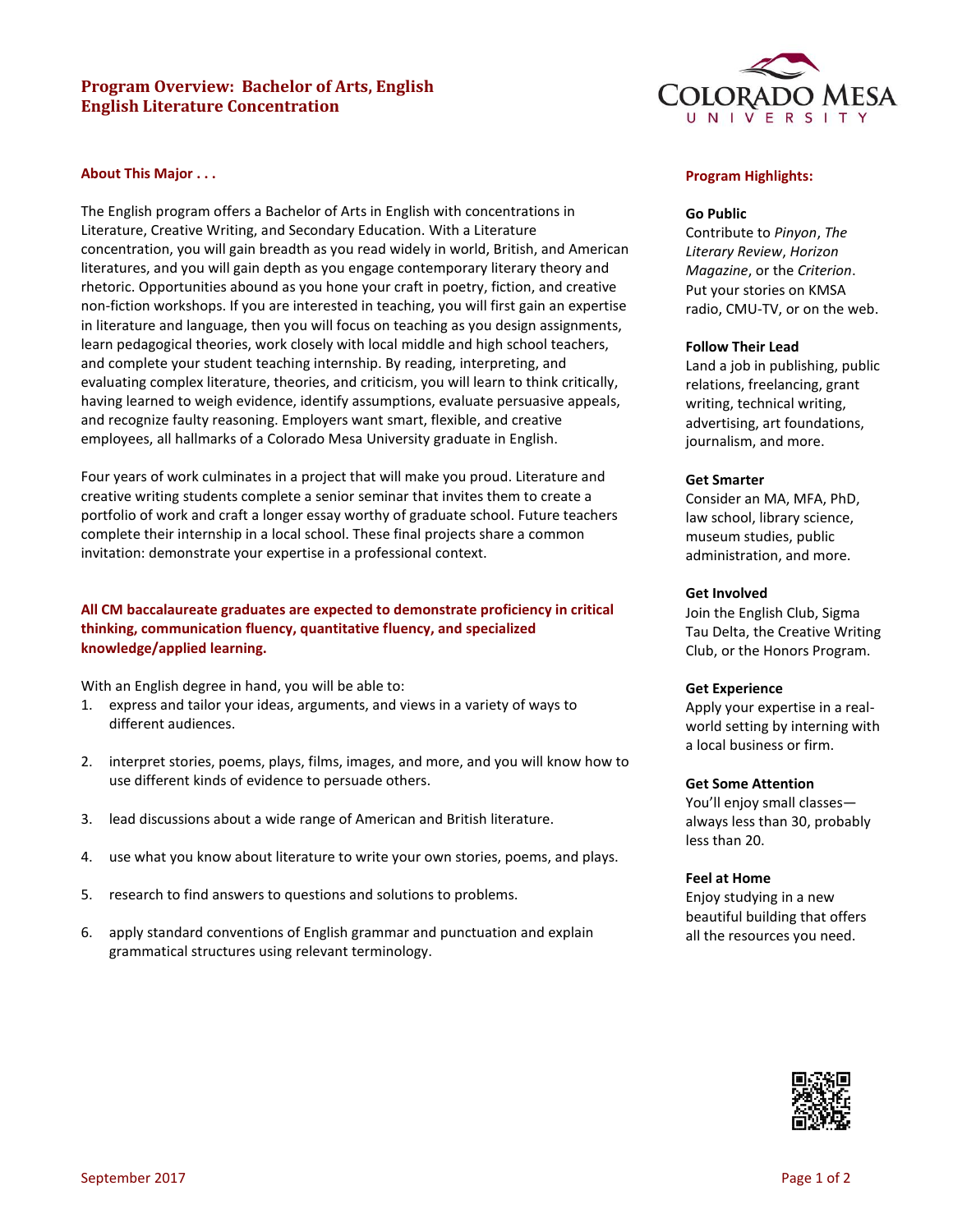# Program Overview: Bachelor of Arts, English
## English Literature Concentration

### About This Major . . .

The English program offers a Bachelor of Arts in English with concentrations in Literature, Creative Writing, and Secondary Education. With a Literature concentration, you will gain breadth as you read widely in world, British, and American literatures, and you will gain depth as you engage contemporary literary theory and rhetoric. Opportunities abound as you hone your craft in poetry, fiction, and creative non-fiction workshops. If you are interested in teaching, you will first gain an expertise in literature and language, then you will focus on teaching as you design assignments, learn pedagogical theories, work closely with local middle and high school teachers, and complete your student teaching internship. By reading, interpreting, and evaluating complex literature, theories, and criticism, you will learn to think critically, having learned to weigh evidence, identify assumptions, evaluate persuasive appeals, and recognize faulty reasoning. Employers want smart, flexible, and creative employees, all hallmarks of a Colorado Mesa University graduate in English.

Four years of work culminates in a project that will make you proud. Literature and creative writing students complete a senior seminar that invites them to create a portfolio of work and craft a longer essay worthy of graduate school. Future teachers complete their internship in a local school. These final projects share a common invitation: demonstrate your expertise in a professional context.

**All CM baccalaureate graduates are expected to demonstrate proficiency in critical thinking, communication fluency, quantitative fluency, and specialized knowledge/applied learning.**

With an English degree in hand, you will be able to:

1. express and tailor your ideas, arguments, and views in a variety of ways to different audiences.
2. interpret stories, poems, plays, films, images, and more, and you will know how to use different kinds of evidence to persuade others.
3. lead discussions about a wide range of American and British literature.
4. use what you know about literature to write your own stories, poems, and plays.
5. research to find answers to questions and solutions to problems.
6. apply standard conventions of English grammar and punctuation and explain grammatical structures using relevant terminology.

### Program Highlights:

**Go Public**
Contribute to *Pinyon*, *The Literary Review*, *Horizon Magazine*, or the *Criterion*. Put your stories on KMSA radio, CMU-TV, or on the web.

**Follow Their Lead**
Land a job in publishing, public relations, freelancing, grant writing, technical writing, advertising, art foundations, journalism, and more.

**Get Smarter**
Consider an MA, MFA, PhD, law school, library science, museum studies, public administration, and more.

**Get Involved**
Join the English Club, Sigma Tau Delta, the Creative Writing Club, or the Honors Program.

**Get Experience**
Apply your expertise in a real-world setting by interning with a local business or firm.

**Get Some Attention**
You'll enjoy small classes—always less than 30, probably less than 20.

**Feel at Home**
Enjoy studying in a new beautiful building that offers all the resources you need.

September 2017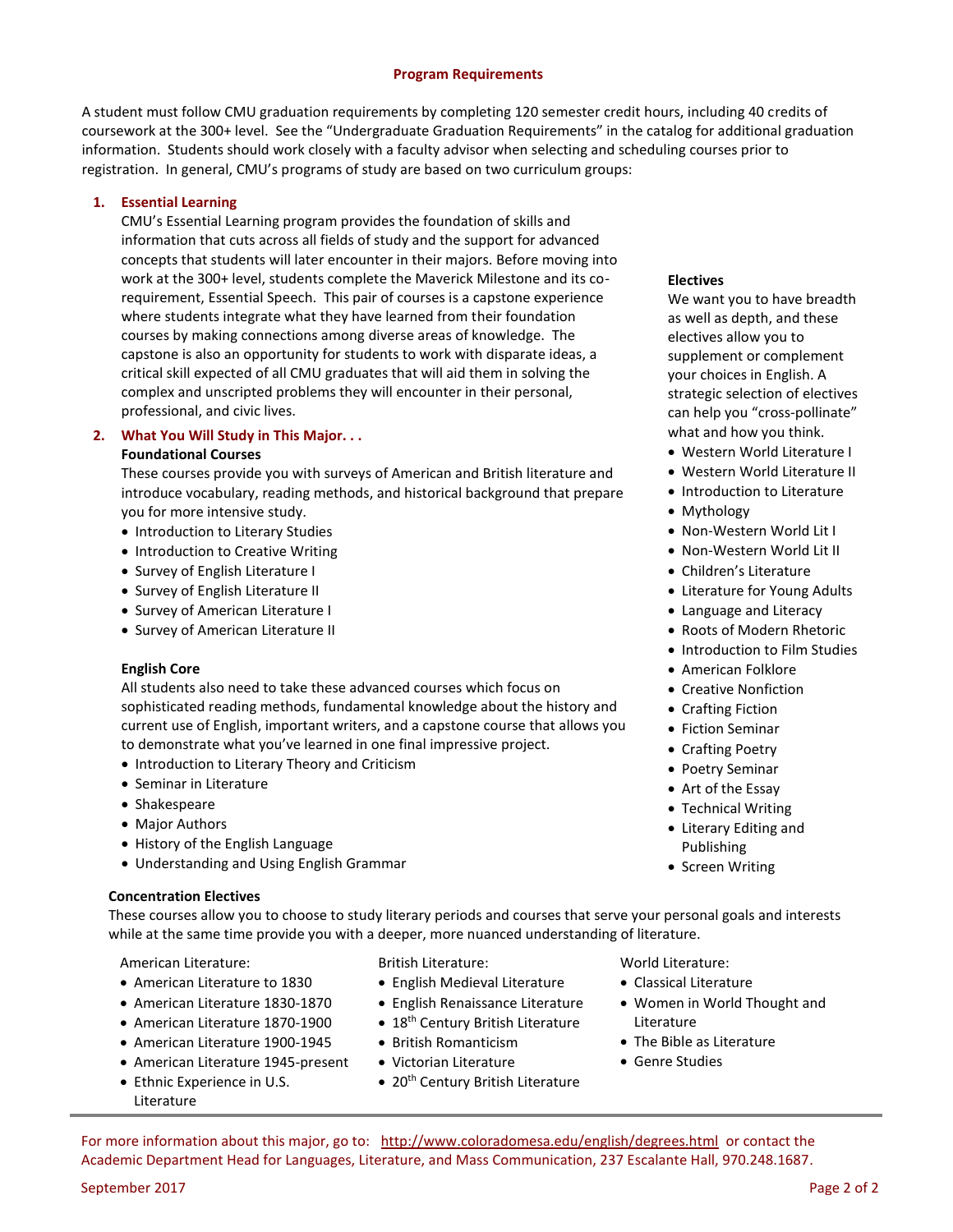## Program Requirements

A student must follow CMU graduation requirements by completing 120 semester credit hours, including 40 credits of coursework at the 300+ level. See the "Undergraduate Graduation Requirements" in the catalog for additional graduation information. Students should work closely with a faculty advisor when selecting and scheduling courses prior to registration. In general, CMU's programs of study are based on two curriculum groups:

1. **Essential Learning**

   CMU's Essential Learning program provides the foundation of skills and information that cuts across all fields of study and the support for advanced concepts that students will later encounter in their majors. Before moving into work at the 300+ level, students complete the Maverick Milestone and its co-requirement, Essential Speech. This pair of courses is a capstone experience where students integrate what they have learned from their foundation courses by making connections among diverse areas of knowledge. The capstone is also an opportunity for students to work with disparate ideas, a critical skill expected of all CMU graduates that will aid them in solving the complex and unscripted problems they will encounter in their personal, professional, and civic lives.

2. **What You Will Study in This Major. . .**

### Foundational Courses

These courses provide you with surveys of American and British literature and introduce vocabulary, reading methods, and historical background that prepare you for more intensive study.

- Introduction to Literary Studies
- Introduction to Creative Writing
- Survey of English Literature I
- Survey of English Literature II
- Survey of American Literature I
- Survey of American Literature II

### English Core

All students also need to take these advanced courses which focus on sophisticated reading methods, fundamental knowledge about the history and current use of English, important writers, and a capstone course that allows you to demonstrate what you've learned in one final impressive project.

- Introduction to Literary Theory and Criticism
- Seminar in Literature
- Shakespeare
- Major Authors
- History of the English Language
- Understanding and Using English Grammar

### Electives

We want you to have breadth as well as depth, and these electives allow you to supplement or complement your choices in English. A strategic selection of electives can help you "cross-pollinate" what and how you think.

- Western World Literature I
- Western World Literature II
- Introduction to Literature
- Mythology
- Non-Western World Lit I
- Non-Western World Lit II
- Children's Literature
- Literature for Young Adults
- Language and Literacy
- Roots of Modern Rhetoric
- Introduction to Film Studies
- American Folklore
- Creative Nonfiction
- Crafting Fiction
- Fiction Seminar
- Crafting Poetry
- Poetry Seminar
- Art of the Essay
- Technical Writing
- Literary Editing and Publishing
- Screen Writing

### Concentration Electives

These courses allow you to choose to study literary periods and courses that serve your personal goals and interests while at the same time provide you with a deeper, more nuanced understanding of literature.

American Literature:

- American Literature to 1830
- American Literature 1830-1870
- American Literature 1870-1900
- American Literature 1900-1945
- American Literature 1945-present
- Ethnic Experience in U.S. Literature

British Literature:

- English Medieval Literature
- English Renaissance Literature
- 18th Century British Literature
- British Romanticism
- Victorian Literature
- 20th Century British Literature

World Literature:

- Classical Literature
- Women in World Thought and Literature
- The Bible as Literature
- Genre Studies

For more information about this major, go to: http://www.coloradomesa.edu/english/degrees.html or contact the Academic Department Head for Languages, Literature, and Mass Communication, 237 Escalante Hall, 970.248.1687.

September 2017